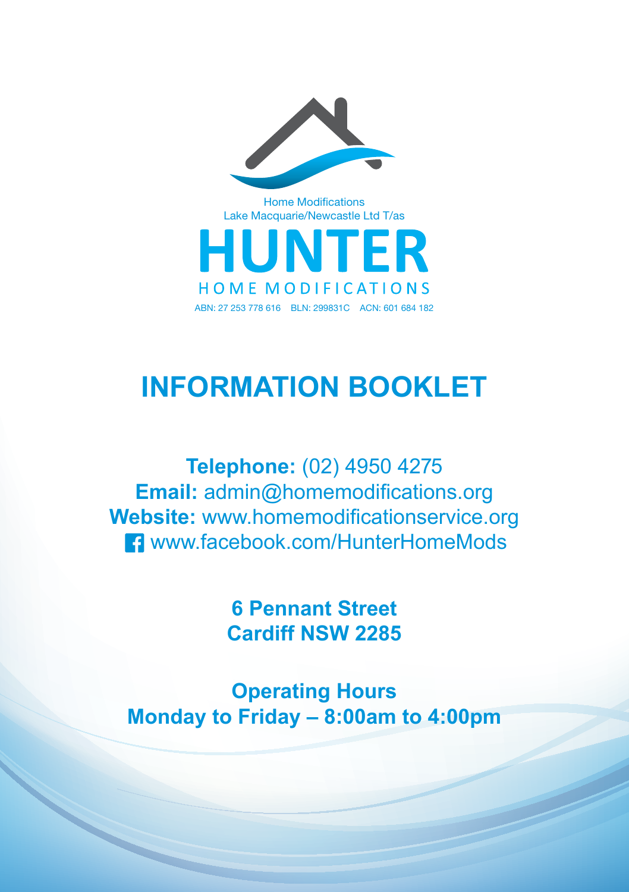Home Modifications
Lake Macquarie/Newcastle Ltd T/as

# HUNTER
HOME MODIFICATIONS

ABN: 27 253 778 616 BLN: 299831C ACN: 601 684 182

# INFORMATION BOOKLET

**Telephone:** (02) 4950 4275
**Email:** admin@homemodifications.org
**Website:** www.homemodificationservice.org
www.facebook.com/HunterHomeMods

**6 Pennant Street**
**Cardiff NSW 2285**

**Operating Hours**
**Monday to Friday – 8:00am to 4:00pm**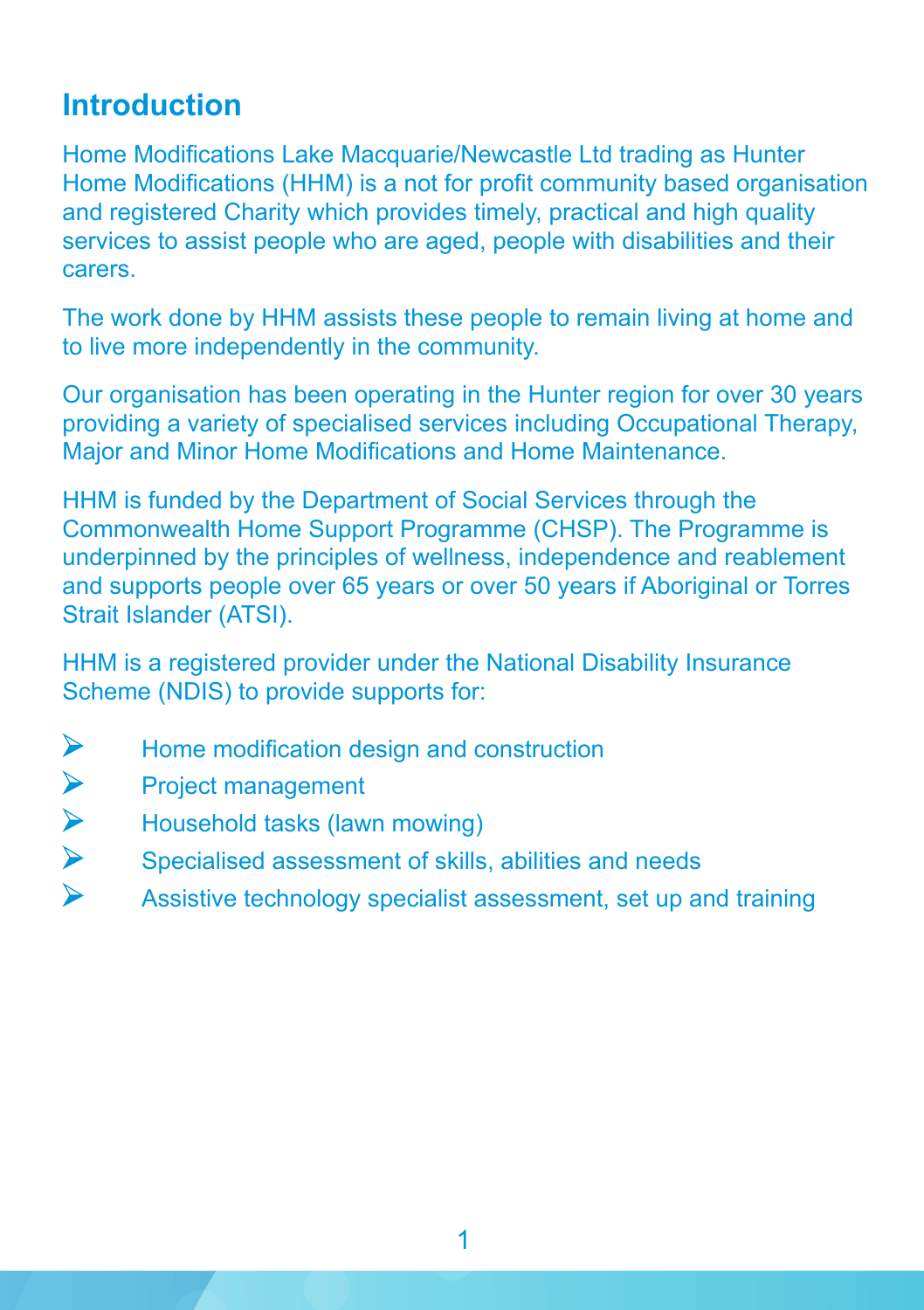## Introduction

Home Modifications Lake Macquarie/Newcastle Ltd trading as Hunter Home Modifications (HHM) is a not for profit community based organisation and registered Charity which provides timely, practical and high quality services to assist people who are aged, people with disabilities and their carers.

The work done by HHM assists these people to remain living at home and to live more independently in the community.

Our organisation has been operating in the Hunter region for over 30 years providing a variety of specialised services including Occupational Therapy, Major and Minor Home Modifications and Home Maintenance.

HHM is funded by the Department of Social Services through the Commonwealth Home Support Programme (CHSP). The Programme is underpinned by the principles of wellness, independence and reablement and supports people over 65 years or over 50 years if Aboriginal or Torres Strait Islander (ATSI).

HHM is a registered provider under the National Disability Insurance Scheme (NDIS) to provide supports for:

- Home modification design and construction
- Project management
- Household tasks (lawn mowing)
- Specialised assessment of skills, abilities and needs
- Assistive technology specialist assessment, set up and training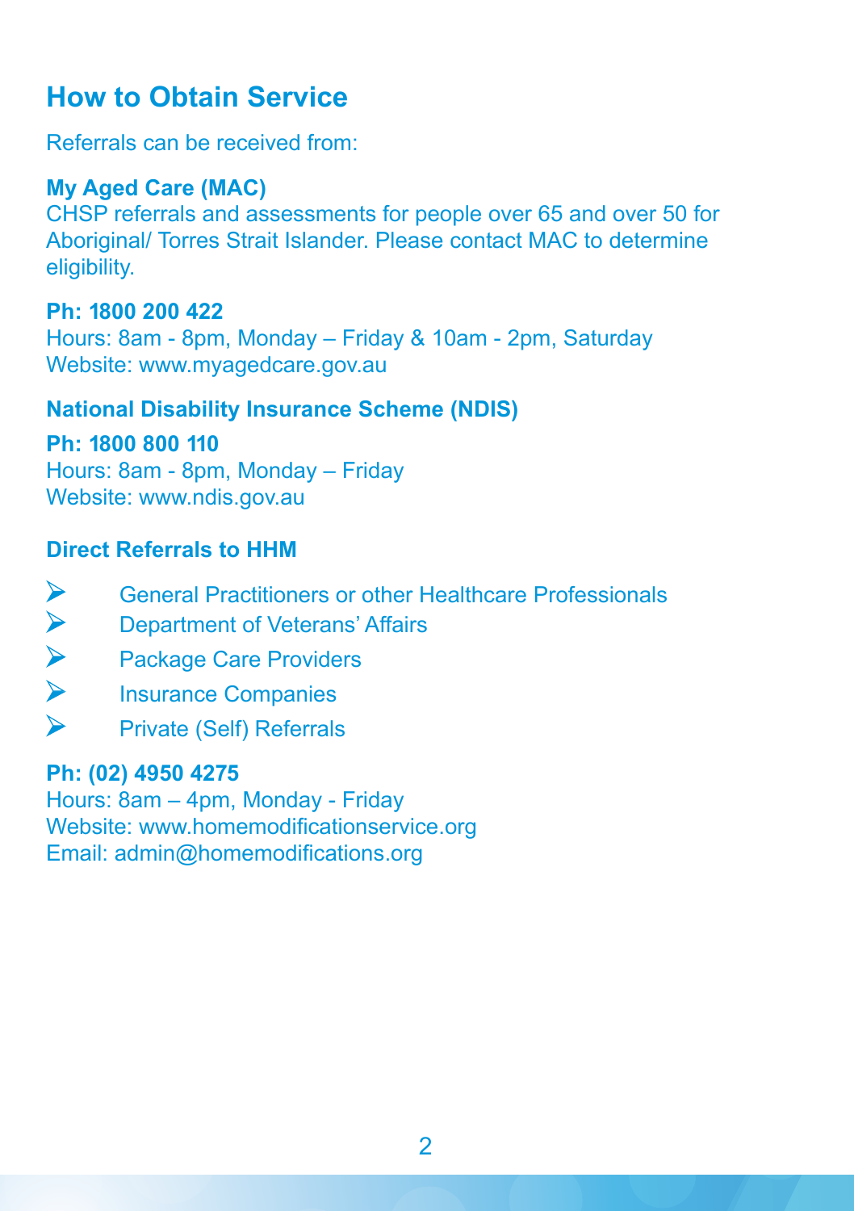## How to Obtain Service

Referrals can be received from:

**My Aged Care (MAC)**
CHSP referrals and assessments for people over 65 and over 50 for Aboriginal/ Torres Strait Islander. Please contact MAC to determine eligibility.

**Ph: 1800 200 422**
Hours: 8am - 8pm, Monday – Friday & 10am - 2pm, Saturday
Website: www.myagedcare.gov.au

**National Disability Insurance Scheme (NDIS)**

**Ph: 1800 800 110**
Hours: 8am - 8pm, Monday – Friday
Website: www.ndis.gov.au

**Direct Referrals to HHM**

- General Practitioners or other Healthcare Professionals
- Department of Veterans' Affairs
- Package Care Providers
- Insurance Companies
- Private (Self) Referrals

**Ph: (02) 4950 4275**
Hours: 8am – 4pm, Monday - Friday
Website: www.homemodificationservice.org
Email: admin@homemodifications.org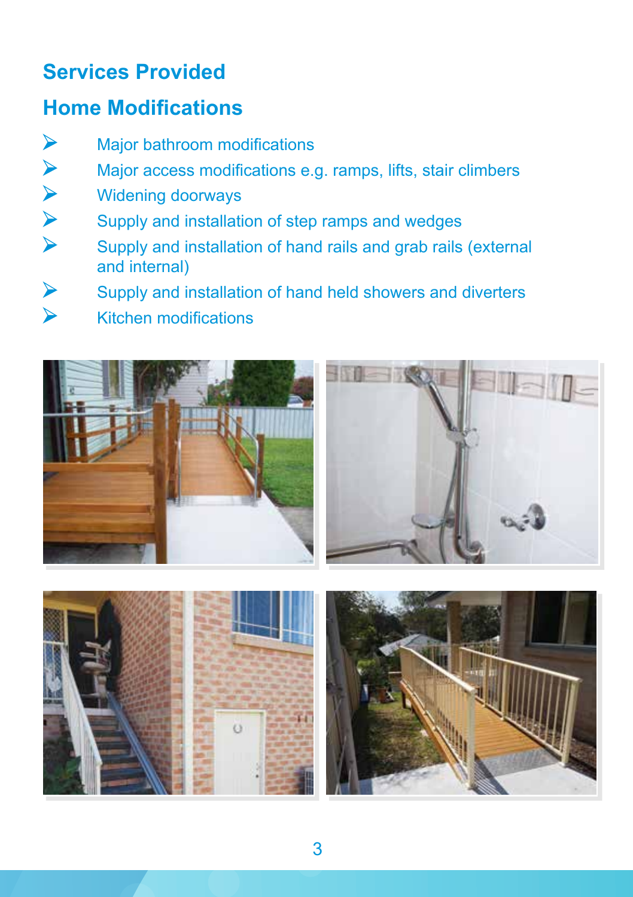# Services Provided

## Home Modifications

- Major bathroom modifications
- Major access modifications e.g. ramps, lifts, stair climbers
- Widening doorways
- Supply and installation of step ramps and wedges
- Supply and installation of hand rails and grab rails (external and internal)
- Supply and installation of hand held showers and diverters
- Kitchen modifications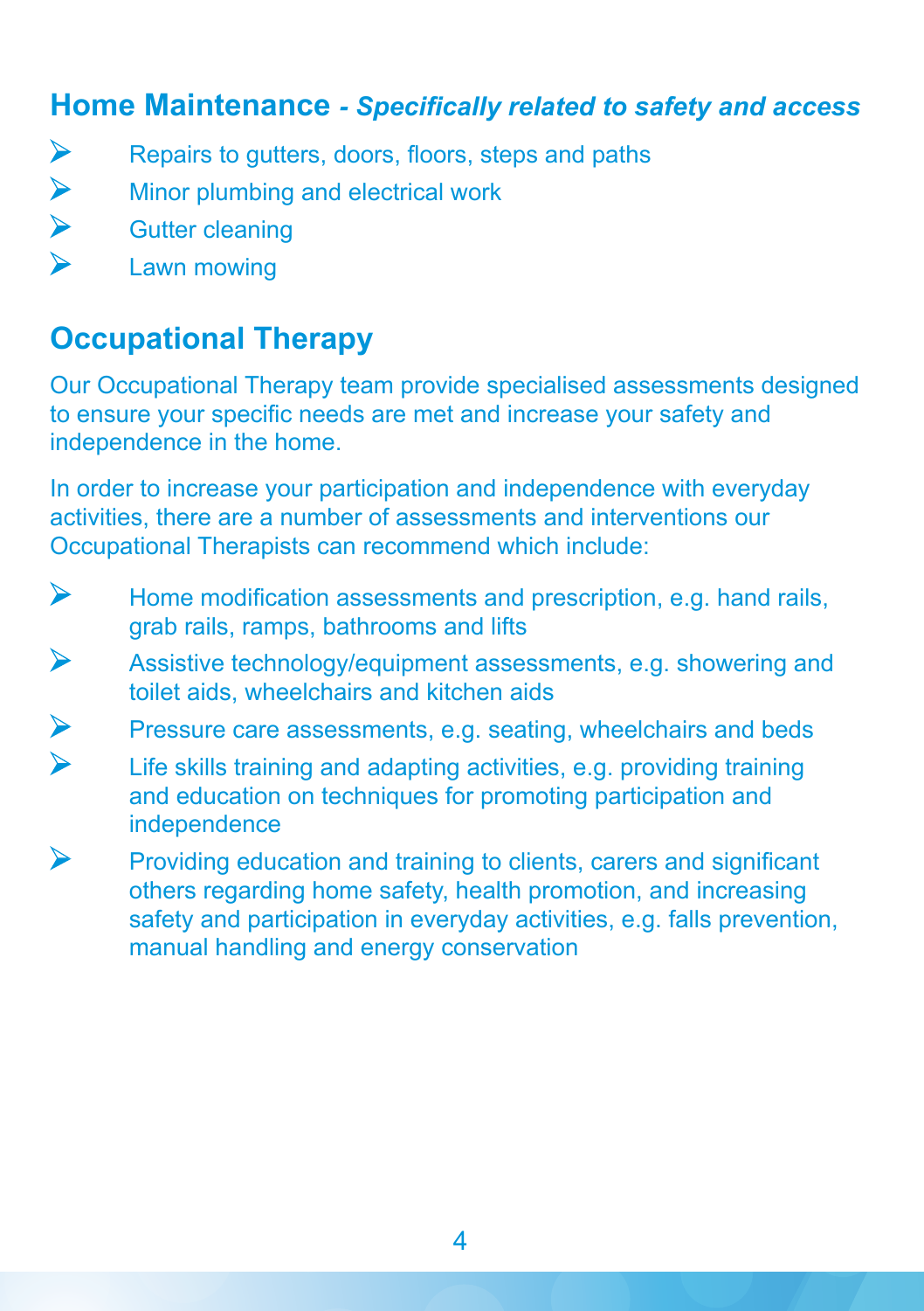## Home Maintenance *- Specifically related to safety and access*

- Repairs to gutters, doors, floors, steps and paths
- Minor plumbing and electrical work
- Gutter cleaning
- Lawn mowing

## Occupational Therapy

Our Occupational Therapy team provide specialised assessments designed to ensure your specific needs are met and increase your safety and independence in the home.

In order to increase your participation and independence with everyday activities, there are a number of assessments and interventions our Occupational Therapists can recommend which include:

- Home modification assessments and prescription, e.g. hand rails, grab rails, ramps, bathrooms and lifts
- Assistive technology/equipment assessments, e.g. showering and toilet aids, wheelchairs and kitchen aids
- Pressure care assessments, e.g. seating, wheelchairs and beds
- Life skills training and adapting activities, e.g. providing training and education on techniques for promoting participation and independence
- Providing education and training to clients, carers and significant others regarding home safety, health promotion, and increasing safety and participation in everyday activities, e.g. falls prevention, manual handling and energy conservation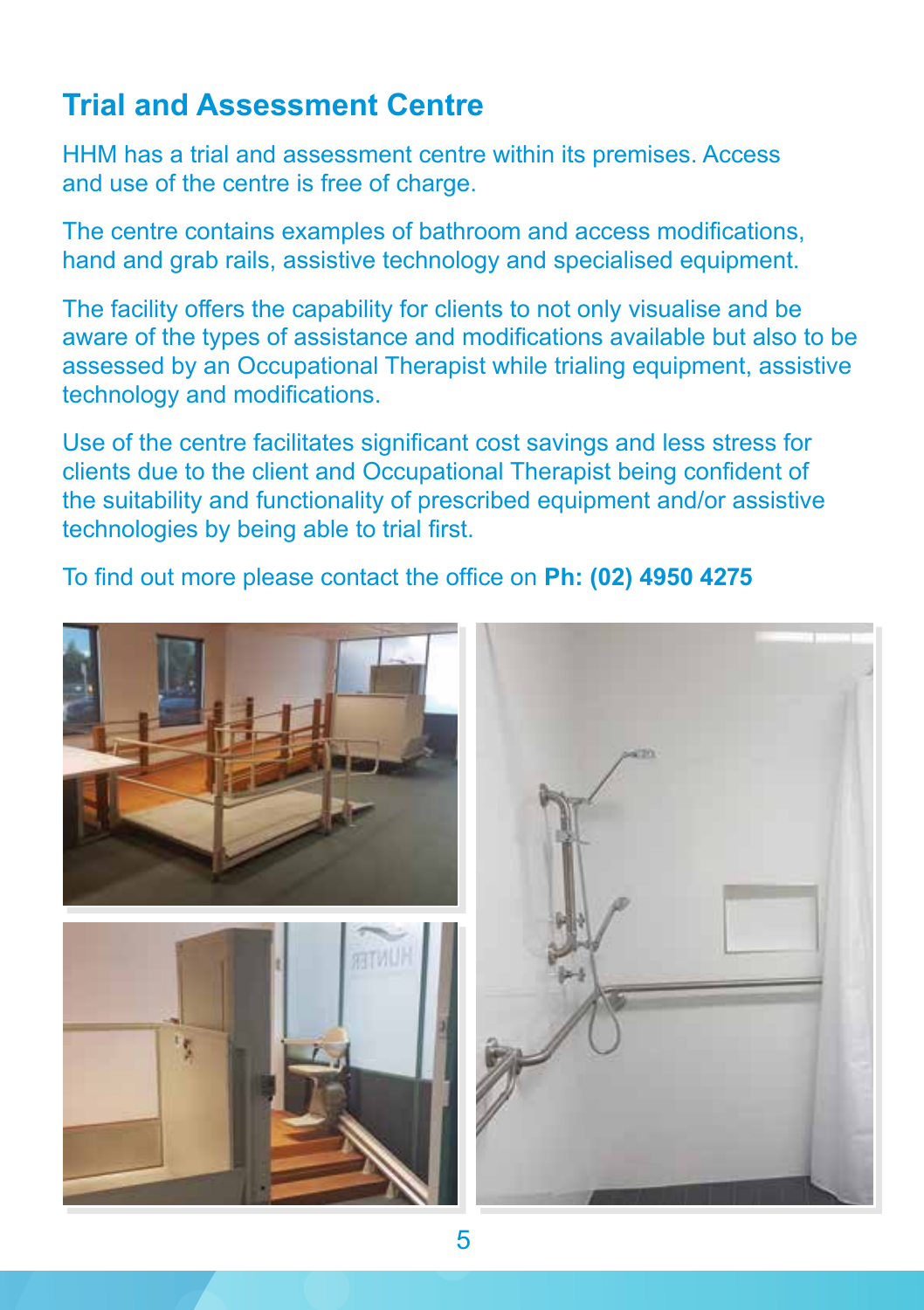## Trial and Assessment Centre

HHM has a trial and assessment centre within its premises. Access and use of the centre is free of charge.

The centre contains examples of bathroom and access modifications, hand and grab rails, assistive technology and specialised equipment.

The facility offers the capability for clients to not only visualise and be aware of the types of assistance and modifications available but also to be assessed by an Occupational Therapist while trialing equipment, assistive technology and modifications.

Use of the centre facilitates significant cost savings and less stress for clients due to the client and Occupational Therapist being confident of the suitability and functionality of prescribed equipment and/or assistive technologies by being able to trial first.

To find out more please contact the office on **Ph: (02) 4950 4275**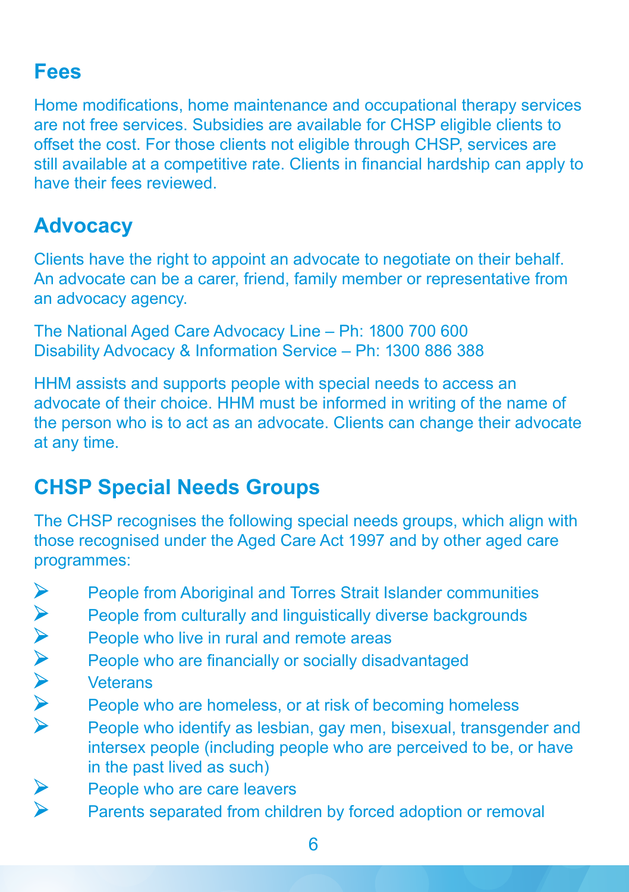## Fees

Home modifications, home maintenance and occupational therapy services are not free services. Subsidies are available for CHSP eligible clients to offset the cost. For those clients not eligible through CHSP, services are still available at a competitive rate. Clients in financial hardship can apply to have their fees reviewed.

## Advocacy

Clients have the right to appoint an advocate to negotiate on their behalf. An advocate can be a carer, friend, family member or representative from an advocacy agency.

The National Aged Care Advocacy Line – Ph: 1800 700 600
Disability Advocacy & Information Service – Ph: 1300 886 388

HHM assists and supports people with special needs to access an advocate of their choice. HHM must be informed in writing of the name of the person who is to act as an advocate. Clients can change their advocate at any time.

## CHSP Special Needs Groups

The CHSP recognises the following special needs groups, which align with those recognised under the Aged Care Act 1997 and by other aged care programmes:

- People from Aboriginal and Torres Strait Islander communities
- People from culturally and linguistically diverse backgrounds
- People who live in rural and remote areas
- People who are financially or socially disadvantaged
- Veterans
- People who are homeless, or at risk of becoming homeless
- People who identify as lesbian, gay men, bisexual, transgender and intersex people (including people who are perceived to be, or have in the past lived as such)
- People who are care leavers
- Parents separated from children by forced adoption or removal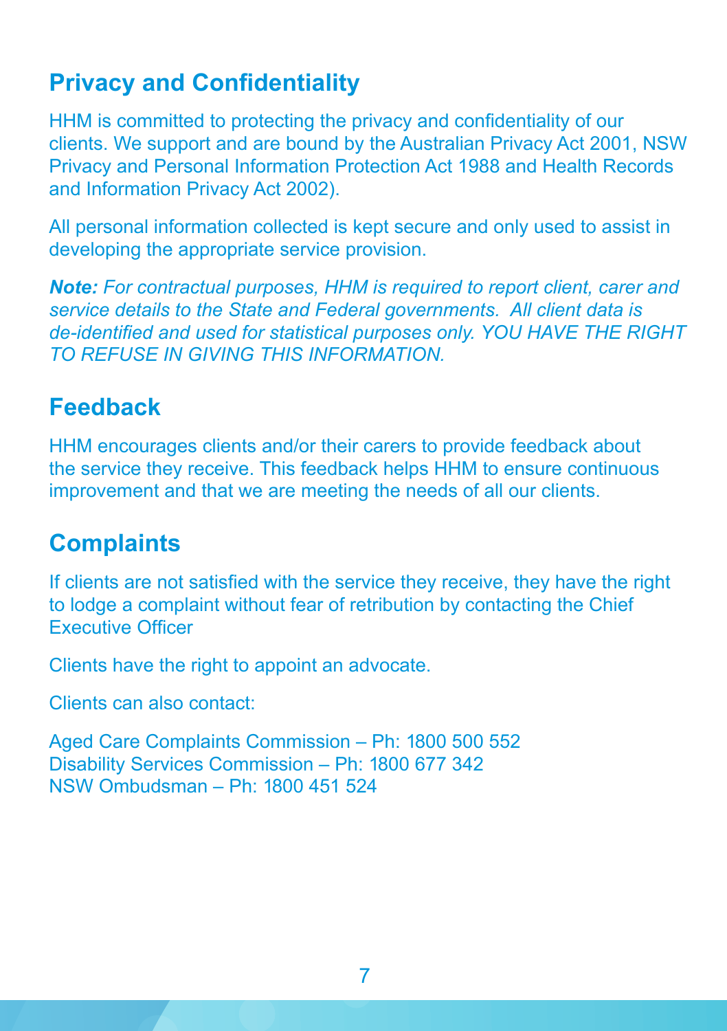## Privacy and Confidentiality

HHM is committed to protecting the privacy and confidentiality of our clients. We support and are bound by the Australian Privacy Act 2001, NSW Privacy and Personal Information Protection Act 1988 and Health Records and Information Privacy Act 2002).

All personal information collected is kept secure and only used to assist in developing the appropriate service provision.

***Note:*** *For contractual purposes, HHM is required to report client, carer and service details to the State and Federal governments. All client data is de-identified and used for statistical purposes only. YOU HAVE THE RIGHT TO REFUSE IN GIVING THIS INFORMATION.*

## Feedback

HHM encourages clients and/or their carers to provide feedback about the service they receive. This feedback helps HHM to ensure continuous improvement and that we are meeting the needs of all our clients.

## Complaints

If clients are not satisfied with the service they receive, they have the right to lodge a complaint without fear of retribution by contacting the Chief Executive Officer

Clients have the right to appoint an advocate.

Clients can also contact:

Aged Care Complaints Commission – Ph: 1800 500 552
Disability Services Commission – Ph: 1800 677 342
NSW Ombudsman – Ph: 1800 451 524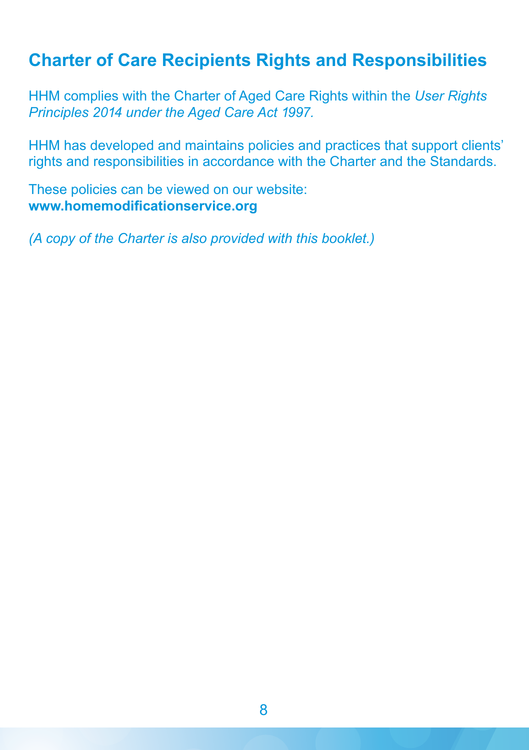## Charter of Care Recipients Rights and Responsibilities

HHM complies with the Charter of Aged Care Rights within the *User Rights Principles 2014 under the Aged Care Act 1997.*

HHM has developed and maintains policies and practices that support clients' rights and responsibilities in accordance with the Charter and the Standards.

These policies can be viewed on our website:
**www.homemodificationservice.org**

*(A copy of the Charter is also provided with this booklet.)*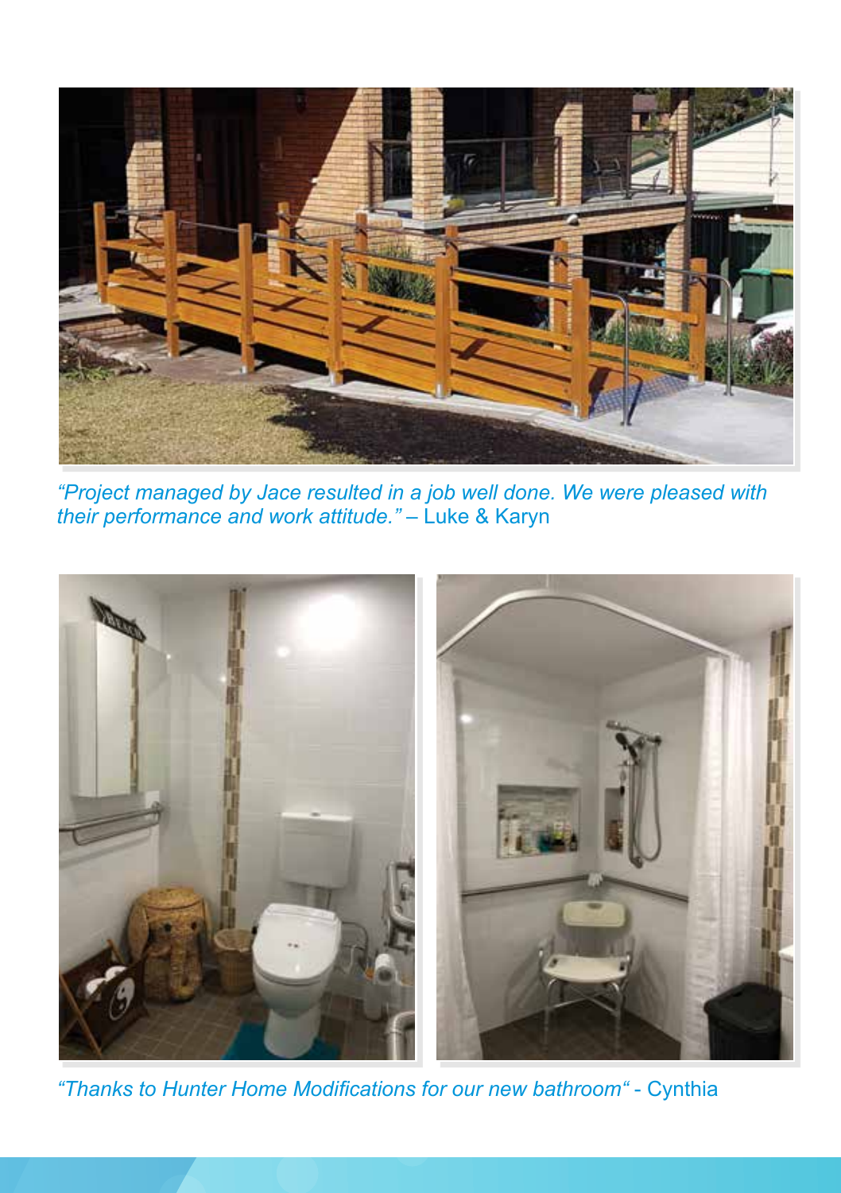*"Project managed by Jace resulted in a job well done. We were pleased with their performance and work attitude."* – Luke & Karyn

*"Thanks to Hunter Home Modifications for our new bathroom"* - Cynthia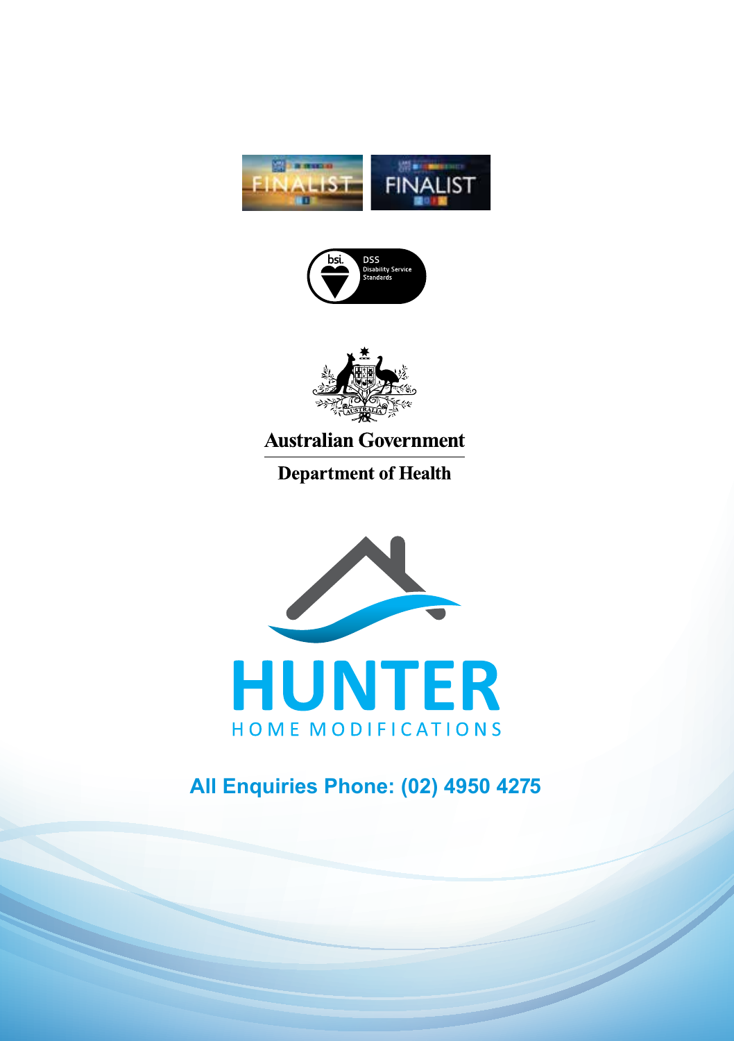FINALIST

FINALIST

bsi. DSS Disability Service Standards

Australian Government

Department of Health

HUNTER

HOME MODIFICATIONS

**All Enquiries Phone: (02) 4950 4275**